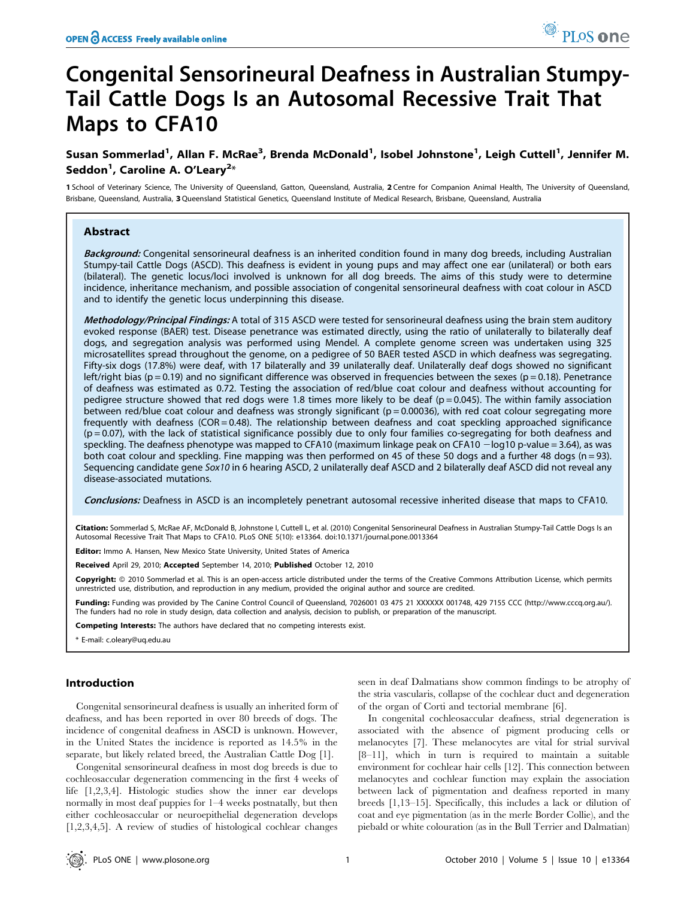# Congenital Sensorineural Deafness in Australian Stumpy-Tail Cattle Dogs Is an Autosomal Recessive Trait That Maps to CFA10

**Susan Sommerlad[1], Allan F. McRae[3], Brenda McDonald[1], Isobel Johnstone[1], Leigh Cuttell[1], Jennifer M. Seddon[1], Caroline A. O'Leary[2]***

1 School of Veterinary Science, The University of Queensland, Gatton, Queensland, Australia, 2 Centre for Companion Animal Health, The University of Queensland, Brisbane, Queensland, Australia, 3 Queensland Statistical Genetics, Queensland Institute of Medical Research, Brisbane, Queensland, Australia

## Abstract

***Background:*** Congenital sensorineural deafness is an inherited condition found in many dog breeds, including Australian Stumpy-tail Cattle Dogs (ASCD). This deafness is evident in young pups and may affect one ear (unilateral) or both ears (bilateral). The genetic locus/loci involved is unknown for all dog breeds. The aims of this study were to determine incidence, inheritance mechanism, and possible association of congenital sensorineural deafness with coat colour in ASCD and to identify the genetic locus underpinning this disease.

***Methodology/Principal Findings:*** A total of 315 ASCD were tested for sensorineural deafness using the brain stem auditory evoked response (BAER) test. Disease penetrance was estimated directly, using the ratio of unilaterally to bilaterally deaf dogs, and segregation analysis was performed using Mendel. A complete genome screen was undertaken using 325 microsatellites spread throughout the genome, on a pedigree of 50 BAER tested ASCD in which deafness was segregating. Fifty-six dogs (17.8%) were deaf, with 17 bilaterally and 39 unilaterally deaf. Unilaterally deaf dogs showed no significant left/right bias ($p = 0.19$) and no significant difference was observed in frequencies between the sexes ($p = 0.18$). Penetrance of deafness was estimated as 0.72. Testing the association of red/blue coat colour and deafness without accounting for pedigree structure showed that red dogs were 1.8 times more likely to be deaf ($p = 0.045$). The within family association between red/blue coat colour and deafness was strongly significant ($p = 0.00036$), with red coat colour segregating more frequently with deafness (COR = 0.48). The relationship between deafness and coat speckling approached significance ($p = 0.07$), with the lack of statistical significance possibly due to only four families co-segregating for both deafness and speckling. The deafness phenotype was mapped to CFA10 (maximum linkage peak on CFA10 $-\log10$ p-value = 3.64), as was both coat colour and speckling. Fine mapping was then performed on 45 of these 50 dogs and a further 48 dogs ($n = 93$). Sequencing candidate gene *Sox10* in 6 hearing ASCD, 2 unilaterally deaf ASCD and 2 bilaterally deaf ASCD did not reveal any disease-associated mutations.

***Conclusions:*** Deafness in ASCD is an incompletely penetrant autosomal recessive inherited disease that maps to CFA10.

**Citation:** Sommerlad S, McRae AF, McDonald B, Johnstone I, Cuttell L, et al. (2010) Congenital Sensorineural Deafness in Australian Stumpy-Tail Cattle Dogs Is an Autosomal Recessive Trait That Maps to CFA10. PLoS ONE 5(10): e13364. doi:10.1371/journal.pone.0013364

**Editor:** Immo A. Hansen, New Mexico State University, United States of America

**Received** April 29, 2010; **Accepted** September 14, 2010; **Published** October 12, 2010

**Copyright:** © 2010 Sommerlad et al. This is an open-access article distributed under the terms of the Creative Commons Attribution License, which permits unrestricted use, distribution, and reproduction in any medium, provided the original author and source are credited.

**Funding:** Funding was provided by The Canine Control Council of Queensland, 7026001 03 475 21 XXXXXX 001748, 429 7155 CCC (http://www.cccq.org.au/). The funders had no role in study design, data collection and analysis, decision to publish, or preparation of the manuscript.

**Competing Interests:** The authors have declared that no competing interests exist.

\* E-mail: c.oleary@uq.edu.au

## Introduction

Congenital sensorineural deafness is usually an inherited form of deafness, and has been reported in over 80 breeds of dogs. The incidence of congenital deafness in ASCD is unknown. However, in the United States the incidence is reported as 14.5% in the separate, but likely related breed, the Australian Cattle Dog [1].

Congenital sensorineural deafness in most dog breeds is due to cochleosaccular degeneration commencing in the first 4 weeks of life [1,2,3,4]. Histologic studies show the inner ear develops normally in most deaf puppies for 1–4 weeks postnatally, but then either cochleosaccular or neuroepithelial degeneration develops [1,2,3,4,5]. A review of studies of histological cochlear changes seen in deaf Dalmatians show common findings to be atrophy of the stria vascularis, collapse of the cochlear duct and degeneration of the organ of Corti and tectorial membrane [6].

In congenital cochleosaccular deafness, strial degeneration is associated with the absence of pigment producing cells or melanocytes [7]. These melanocytes are vital for strial survival [8–11], which in turn is required to maintain a suitable environment for cochlear hair cells [12]. This connection between melanocytes and cochlear function may explain the association between lack of pigmentation and deafness reported in many breeds [1,13–15]. Specifically, this includes a lack or dilution of coat and eye pigmentation (as in the merle Border Collie), and the piebald or white colouration (as in the Bull Terrier and Dalmatian)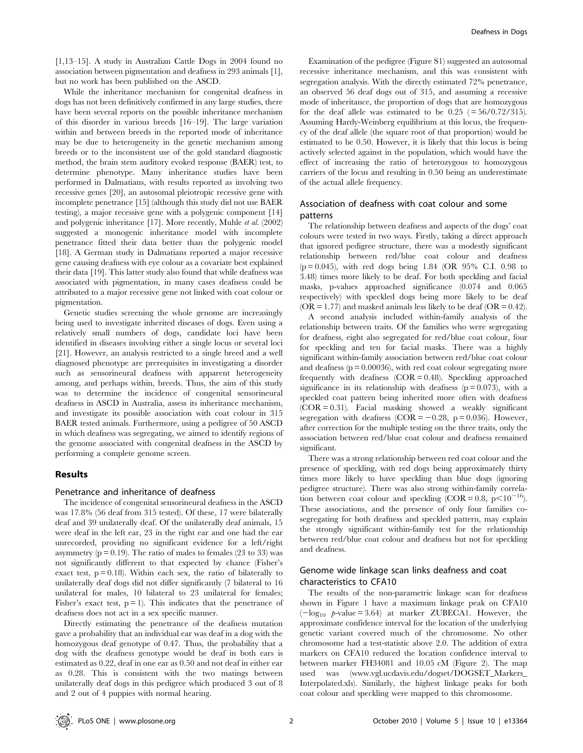[1,13–15]. A study in Australian Cattle Dogs in 2004 found no association between pigmentation and deafness in 293 animals [1], but no work has been published on the ASCD.

While the inheritance mechanism for congenital deafness in dogs has not been definitively confirmed in any large studies, there have been several reports on the possible inheritance mechanism of this disorder in various breeds [16–19]. The large variation within and between breeds in the reported mode of inheritance may be due to heterogeneity in the genetic mechanism among breeds or to the inconsistent use of the gold standard diagnostic method, the brain stem auditory evoked response (BAER) test, to determine phenotype. Many inheritance studies have been performed in Dalmatians, with results reported as involving two recessive genes [20], an autosomal pleiotropic recessive gene with incomplete penetrance [15] (although this study did not use BAER testing), a major recessive gene with a polygenic component [14] and polygenic inheritance [17]. More recently, Muhle *et al.* (2002) suggested a monogenic inheritance model with incomplete penetrance fitted their data better than the polygenic model [18]. A German study in Dalmatians reported a major recessive gene causing deafness with eye colour as a covariate best explained their data [19]. This latter study also found that while deafness was associated with pigmentation, in many cases deafness could be attributed to a major recessive gene not linked with coat colour or pigmentation.

Genetic studies screening the whole genome are increasingly being used to investigate inherited diseases of dogs. Even using a relatively small numbers of dogs, candidate loci have been identified in diseases involving either a single locus or several loci [21]. However, an analysis restricted to a single breed and a well diagnosed phenotype are prerequisites in investigating a disorder such as sensorineural deafness with apparent heterogeneity among, and perhaps within, breeds. Thus, the aim of this study was to determine the incidence of congenital sensorineural deafness in ASCD in Australia, assess its inheritance mechanism, and investigate its possible association with coat colour in 315 BAER tested animals. Furthermore, using a pedigree of 50 ASCD in which deafness was segregating, we aimed to identify regions of the genome associated with congenital deafness in the ASCD by performing a complete genome screen.

## Results

### Penetrance and inheritance of deafness

The incidence of congenital sensorineural deafness in the ASCD was 17.8% (56 deaf from 315 tested). Of these, 17 were bilaterally deaf and 39 unilaterally deaf. Of the unilaterally deaf animals, 15 were deaf in the left ear, 23 in the right ear and one had the ear unrecorded, providing no significant evidence for a left/right asymmetry ($p = 0.19$). The ratio of males to females (23 to 33) was not significantly different to that expected by chance (Fisher's exact test, $p = 0.18$). Within each sex, the ratio of bilaterally to unilaterally deaf dogs did not differ significantly (7 bilateral to 16 unilateral for males, 10 bilateral to 23 unilateral for females; Fisher's exact test, $p = 1$). This indicates that the penetrance of deafness does not act in a sex specific manner.

Directly estimating the penetrance of the deafness mutation gave a probability that an individual ear was deaf in a dog with the homozygous deaf genotype of 0.47. Thus, the probability that a dog with the deafness genotype would be deaf in both ears is estimated as 0.22, deaf in one ear as 0.50 and not deaf in either ear as 0.28. This is consistent with the two matings between unilaterally deaf dogs in this pedigree which produced 3 out of 8 and 2 out of 4 puppies with normal hearing.

Examination of the pedigree (Figure S1) suggested an autosomal recessive inheritance mechanism, and this was consistent with segregation analysis. With the directly estimated 72% penetrance, an observed 56 deaf dogs out of 315, and assuming a recessive mode of inheritance, the proportion of dogs that are homozygous for the deaf allele was estimated to be 0.25 ($= 56/0.72/315$). Assuming Hardy-Weinberg equilibrium at this locus, the frequency of the deaf allele (the square root of that proportion) would be estimated to be 0.50. However, it is likely that this locus is being actively selected against in the population, which would have the effect of increasing the ratio of heterozygous to homozygous carriers of the locus and resulting in 0.50 being an underestimate of the actual allele frequency.

### Association of deafness with coat colour and some patterns

The relationship between deafness and aspects of the dogs' coat colours were tested in two ways. Firstly, taking a direct approach that ignored pedigree structure, there was a modestly significant relationship between red/blue coat colour and deafness ($p = 0.045$), with red dogs being 1.84 (OR 95% C.I. 0.98 to 3.48) times more likely to be deaf. For both speckling and facial masks, p-values approached significance (0.074 and 0.065 respectively) with speckled dogs being more likely to be deaf ($OR = 1.77$) and masked animals less likely to be deaf ($OR = 0.42$).

A second analysis included within-family analysis of the relationship between traits. Of the families who were segregating for deafness, eight also segregated for red/blue coat colour, four for speckling and ten for facial masks. There was a highly significant within-family association between red/blue coat colour and deafness ($p = 0.00036$), with red coat colour segregating more frequently with deafness ($COR = 0.48$). Speckling approached significance in its relationship with deafness ($p = 0.073$), with a speckled coat pattern being inherited more often with deafness ($COR = 0.31$). Facial masking showed a weakly significant segregation with deafness ($COR = -0.28$, $p = 0.036$). However, after correction for the multiple testing on the three traits, only the association between red/blue coat colour and deafness remained significant.

There was a strong relationship between red coat colour and the presence of speckling, with red dogs being approximately thirty times more likely to have speckling than blue dogs (ignoring pedigree structure). There was also strong within-family correlation between coat colour and speckling ($COR = 0.8$, $p < 10^{-16}$). These associations, and the presence of only four families co-segregating for both deafness and speckled pattern, may explain the strongly significant within-family test for the relationship between red/blue coat colour and deafness but not for speckling and deafness.

### Genome wide linkage scan links deafness and coat characteristics to CFA10

The results of the non-parametric linkage scan for deafness shown in Figure 1 have a maximum linkage peak on CFA10 ($-\log_{10}$ *p*-value $= 3.64$) at marker ZUBECA1. However, the approximate confidence interval for the location of the underlying genetic variant covered much of the chromosome. No other chromosome had a test-statistic above 2.0. The addition of extra markers on CFA10 reduced the location confidence interval to between marker FH34081 and 10.05 cM (Figure 2). The map used was (www.vgl.ucdavis.edu/dogset/DOGSET_Markers_Interpolated.xls). Similarly, the highest linkage peaks for both coat colour and speckling were mapped to this chromosome.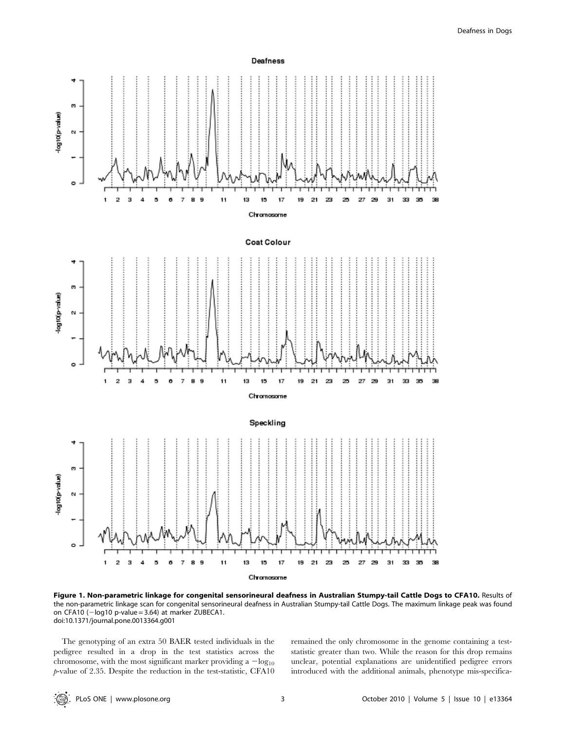**Figure 1. Non-parametric linkage for congenital sensorineural deafness in Australian Stumpy-tail Cattle Dogs to CFA10.** Results of the non-parametric linkage scan for congenital sensorineural deafness in Australian Stumpy-tail Cattle Dogs. The maximum linkage peak was found on CFA10 (−log10 p-value = 3.64) at marker ZUBECA1.
doi:10.1371/journal.pone.0013364.g001

The genotyping of an extra 50 BAER tested individuals in the pedigree resulted in a drop in the test statistics across the chromosome, with the most significant marker providing a $-\log_{10}$ *p*-value of 2.35. Despite the reduction in the test-statistic, CFA10 remained the only chromosome in the genome containing a test-statistic greater than two. While the reason for this drop remains unclear, potential explanations are unidentified pedigree errors introduced with the additional animals, phenotype mis-specifica-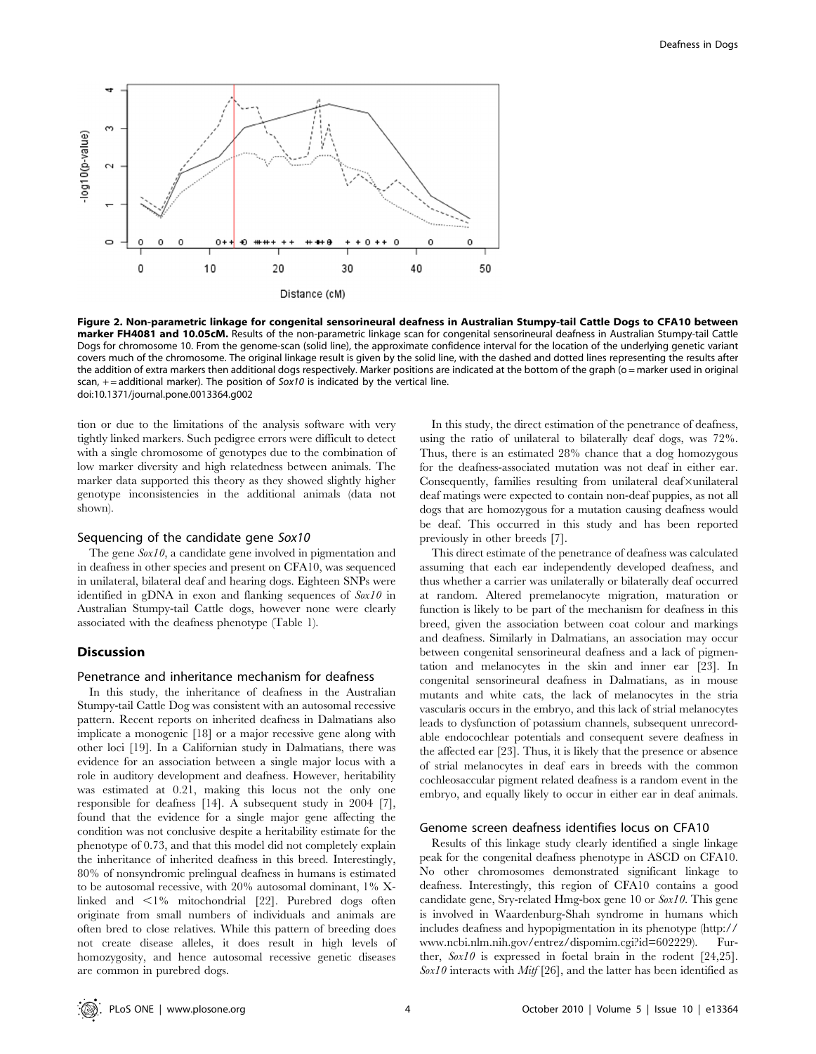**Figure 2. Non-parametric linkage for congenital sensorineural deafness in Australian Stumpy-tail Cattle Dogs to CFA10 between marker FH4081 and 10.05cM.** Results of the non-parametric linkage scan for congenital sensorineural deafness in Australian Stumpy-tail Cattle Dogs for chromosome 10. From the genome-scan (solid line), the approximate confidence interval for the location of the underlying genetic variant covers much of the chromosome. The original linkage result is given by the solid line, with the dashed and dotted lines representing the results after the addition of extra markers then additional dogs respectively. Marker positions are indicated at the bottom of the graph (o = marker used in original scan, + = additional marker). The position of *Sox10* is indicated by the vertical line.
doi:10.1371/journal.pone.0013364.g002

tion or due to the limitations of the analysis software with very tightly linked markers. Such pedigree errors were difficult to detect with a single chromosome of genotypes due to the combination of low marker diversity and high relatedness between animals. The marker data supported this theory as they showed slightly higher genotype inconsistencies in the additional animals (data not shown).

### Sequencing of the candidate gene *Sox10*

The gene *Sox10*, a candidate gene involved in pigmentation and in deafness in other species and present on CFA10, was sequenced in unilateral, bilateral deaf and hearing dogs. Eighteen SNPs were identified in gDNA in exon and flanking sequences of *Sox10* in Australian Stumpy-tail Cattle dogs, however none were clearly associated with the deafness phenotype (Table 1).

## Discussion

### Penetrance and inheritance mechanism for deafness

In this study, the inheritance of deafness in the Australian Stumpy-tail Cattle Dog was consistent with an autosomal recessive pattern. Recent reports on inherited deafness in Dalmatians also implicate a monogenic [18] or a major recessive gene along with other loci [19]. In a Californian study in Dalmatians, there was evidence for an association between a single major locus with a role in auditory development and deafness. However, heritability was estimated at 0.21, making this locus not the only one responsible for deafness [14]. A subsequent study in 2004 [7], found that the evidence for a single major gene affecting the condition was not conclusive despite a heritability estimate for the phenotype of 0.73, and that this model did not completely explain the inheritance of inherited deafness in this breed. Interestingly, 80% of nonsyndromic prelingual deafness in humans is estimated to be autosomal recessive, with 20% autosomal dominant, 1% X-linked and <1% mitochondrial [22]. Purebred dogs often originate from small numbers of individuals and animals are often bred to close relatives. While this pattern of breeding does not create disease alleles, it does result in high levels of homozygosity, and hence autosomal recessive genetic diseases are common in purebred dogs.

In this study, the direct estimation of the penetrance of deafness, using the ratio of unilateral to bilaterally deaf dogs, was 72%. Thus, there is an estimated 28% chance that a dog homozygous for the deafness-associated mutation was not deaf in either ear. Consequently, families resulting from unilateral deaf×unilateral deaf matings were expected to contain non-deaf puppies, as not all dogs that are homozygous for a mutation causing deafness would be deaf. This occurred in this study and has been reported previously in other breeds [7].

This direct estimate of the penetrance of deafness was calculated assuming that each ear independently developed deafness, and thus whether a carrier was unilaterally or bilaterally deaf occurred at random. Altered premelanocyte migration, maturation or function is likely to be part of the mechanism for deafness in this breed, given the association between coat colour and markings and deafness. Similarly in Dalmatians, an association may occur between congenital sensorineural deafness and a lack of pigmentation and melanocytes in the skin and inner ear [23]. In congenital sensorineural deafness in Dalmatians, as in mouse mutants and white cats, the lack of melanocytes in the stria vascularis occurs in the embryo, and this lack of strial melanocytes leads to dysfunction of potassium channels, subsequent unrecordable endocochlear potentials and consequent severe deafness in the affected ear [23]. Thus, it is likely that the presence or absence of strial melanocytes in deaf ears in breeds with the common cochleosaccular pigment related deafness is a random event in the embryo, and equally likely to occur in either ear in deaf animals.

### Genome screen deafness identifies locus on CFA10

Results of this linkage study clearly identified a single linkage peak for the congenital deafness phenotype in ASCD on CFA10. No other chromosomes demonstrated significant linkage to deafness. Interestingly, this region of CFA10 contains a good candidate gene, Sry-related Hmg-box gene 10 or *Sox10*. This gene is involved in Waardenburg-Shah syndrome in humans which includes deafness and hypopigmentation in its phenotype (http://www.ncbi.nlm.nih.gov/entrez/dispomim.cgi?id=602229). Further, *Sox10* is expressed in foetal brain in the rodent [24,25]. *Sox10* interacts with *Mitf* [26], and the latter has been identified as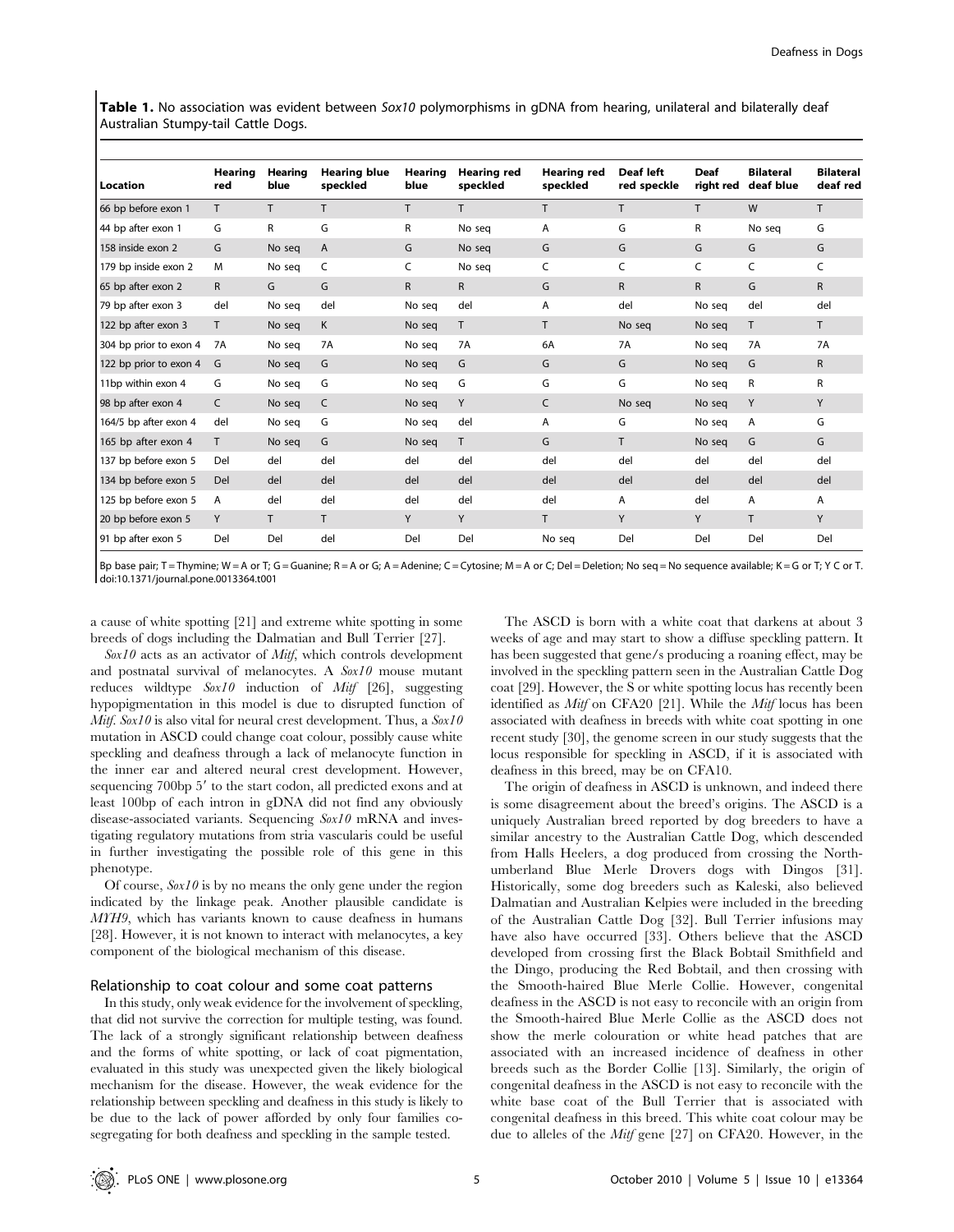**Table 1.** No association was evident between *Sox10* polymorphisms in gDNA from hearing, unilateral and bilaterally deaf Australian Stumpy-tail Cattle Dogs.

| Location | Hearing red | Hearing blue | Hearing blue speckled | Hearing blue | Hearing red speckled | Hearing red speckled | Deaf left red speckle | Deaf right red | Bilateral deaf blue | Bilateral deaf red |
|---|---|---|---|---|---|---|---|---|---|---|
| 66 bp before exon 1 | T | T | T | T | T | T | T | T | W | T |
| 44 bp after exon 1 | G | R | G | R | No seq | A | G | R | No seq | G |
| 158 inside exon 2 | G | No seq | A | G | No seq | G | G | G | G | G |
| 179 bp inside exon 2 | M | No seq | C | C | No seq | C | C | C | C | C |
| 65 bp after exon 2 | R | G | G | R | R | G | R | R | G | R |
| 79 bp after exon 3 | del | No seq | del | No seq | del | A | del | No seq | del | del |
| 122 bp after exon 3 | T | No seq | K | No seq | T | T | No seq | No seq | T | T |
| 304 bp prior to exon 4 | 7A | No seq | 7A | No seq | 7A | 6A | 7A | No seq | 7A | 7A |
| 122 bp prior to exon 4 | G | No seq | G | No seq | G | G | G | No seq | G | R |
| 11bp within exon 4 | G | No seq | G | No seq | G | G | G | No seq | R | R |
| 98 bp after exon 4 | C | No seq | C | No seq | Y | C | No seq | No seq | Y | Y |
| 164/5 bp after exon 4 | del | No seq | G | No seq | del | A | G | No seq | A | G |
| 165 bp after exon 4 | T | No seq | G | No seq | T | G | T | No seq | G | G |
| 137 bp before exon 5 | Del | del | del | del | del | del | del | del | del | del |
| 134 bp before exon 5 | Del | del | del | del | del | del | del | del | del | del |
| 125 bp before exon 5 | A | del | del | del | del | del | A | del | A | A |
| 20 bp before exon 5 | Y | T | T | Y | Y | T | Y | Y | T | Y |
| 91 bp after exon 5 | Del | Del | del | Del | Del | No seq | Del | Del | Del | Del |

Bp base pair; T = Thymine; W = A or T; G = Guanine; R = A or G; A = Adenine; C = Cytosine; M = A or C; Del = Deletion; No seq = No sequence available; K = G or T; Y C or T.
doi:10.1371/journal.pone.0013364.t001

a cause of white spotting [21] and extreme white spotting in some breeds of dogs including the Dalmatian and Bull Terrier [27].

*Sox10* acts as an activator of *Mitf*, which controls development and postnatal survival of melanocytes. A *Sox10* mouse mutant reduces wildtype *Sox10* induction of *Mitf* [26], suggesting hypopigmentation in this model is due to disrupted function of *Mitf*. *Sox10* is also vital for neural crest development. Thus, a *Sox10* mutation in ASCD could change coat colour, possibly cause white speckling and deafness through a lack of melanocyte function in the inner ear and altered neural crest development. However, sequencing 700bp 5′ to the start codon, all predicted exons and at least 100bp of each intron in gDNA did not find any obviously disease-associated variants. Sequencing *Sox10* mRNA and investigating regulatory mutations from stria vascularis could be useful in further investigating the possible role of this gene in this phenotype.

Of course, *Sox10* is by no means the only gene under the region indicated by the linkage peak. Another plausible candidate is *MYH9*, which has variants known to cause deafness in humans [28]. However, it is not known to interact with melanocytes, a key component of the biological mechanism of this disease.

### Relationship to coat colour and some coat patterns

In this study, only weak evidence for the involvement of speckling, that did not survive the correction for multiple testing, was found. The lack of a strongly significant relationship between deafness and the forms of white spotting, or lack of coat pigmentation, evaluated in this study was unexpected given the likely biological mechanism for the disease. However, the weak evidence for the relationship between speckling and deafness in this study is likely to be due to the lack of power afforded by only four families co-segregating for both deafness and speckling in the sample tested.

The ASCD is born with a white coat that darkens at about 3 weeks of age and may start to show a diffuse speckling pattern. It has been suggested that gene/s producing a roaning effect, may be involved in the speckling pattern seen in the Australian Cattle Dog coat [29]. However, the S or white spotting locus has recently been identified as *Mitf* on CFA20 [21]. While the *Mitf* locus has been associated with deafness in breeds with white coat spotting in one recent study [30], the genome screen in our study suggests that the locus responsible for speckling in ASCD, if it is associated with deafness in this breed, may be on CFA10.

The origin of deafness in ASCD is unknown, and indeed there is some disagreement about the breed's origins. The ASCD is a uniquely Australian breed reported by dog breeders to have a similar ancestry to the Australian Cattle Dog, which descended from Halls Heelers, a dog produced from crossing the Northumberland Blue Merle Drovers dogs with Dingos [31]. Historically, some dog breeders such as Kaleski, also believed Dalmatian and Australian Kelpies were included in the breeding of the Australian Cattle Dog [32]. Bull Terrier infusions may have also have occurred [33]. Others believe that the ASCD developed from crossing first the Black Bobtail Smithfield and the Dingo, producing the Red Bobtail, and then crossing with the Smooth-haired Blue Merle Collie. However, congenital deafness in the ASCD is not easy to reconcile with an origin from the Smooth-haired Blue Merle Collie as the ASCD does not show the merle colouration or white head patches that are associated with an increased incidence of deafness in other breeds such as the Border Collie [13]. Similarly, the origin of congenital deafness in the ASCD is not easy to reconcile with the white base coat of the Bull Terrier that is associated with congenital deafness in this breed. This white coat colour may be due to alleles of the *Mitf* gene [27] on CFA20. However, in the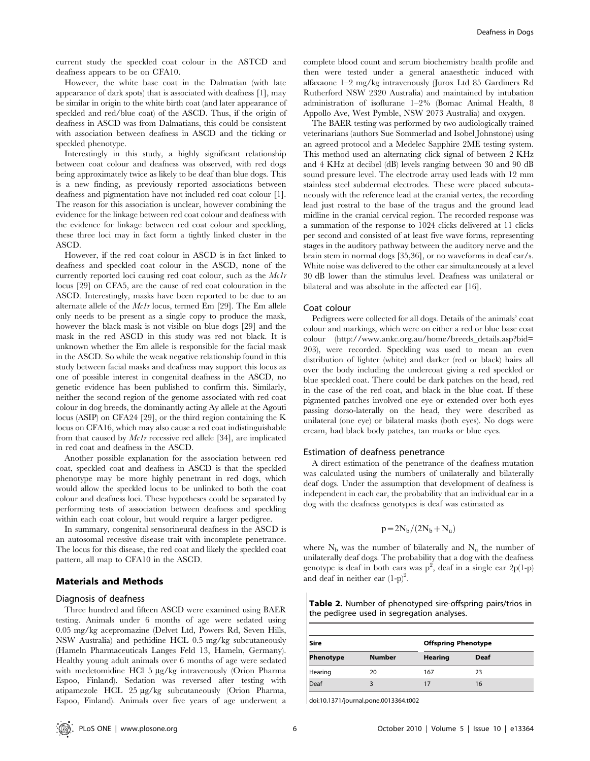current study the speckled coat colour in the ASTCD and deafness appears to be on CFA10.

However, the white base coat in the Dalmatian (with late appearance of dark spots) that is associated with deafness [1], may be similar in origin to the white birth coat (and later appearance of speckled and red/blue coat) of the ASCD. Thus, if the origin of deafness in ASCD was from Dalmatians, this could be consistent with association between deafness in ASCD and the ticking or speckled phenotype.

Interestingly in this study, a highly significant relationship between coat colour and deafness was observed, with red dogs being approximately twice as likely to be deaf than blue dogs. This is a new finding, as previously reported associations between deafness and pigmentation have not included red coat colour [1]. The reason for this association is unclear, however combining the evidence for the linkage between red coat colour and deafness with the evidence for linkage between red coat colour and speckling, these three loci may in fact form a tightly linked cluster in the ASCD.

However, if the red coat colour in ASCD is in fact linked to deafness and speckled coat colour in the ASCD, none of the currently reported loci causing red coat colour, such as the *Mc1r* locus [29] on CFA5, are the cause of red coat colouration in the ASCD. Interestingly, masks have been reported to be due to an alternate allele of the *Mc1r* locus, termed Em [29]. The Em allele only needs to be present as a single copy to produce the mask, however the black mask is not visible on blue dogs [29] and the mask in the red ASCD in this study was red not black. It is unknown whether the Em allele is responsible for the facial mask in the ASCD. So while the weak negative relationship found in this study between facial masks and deafness may support this locus as one of possible interest in congenital deafness in the ASCD, no genetic evidence has been published to confirm this. Similarly, neither the second region of the genome associated with red coat colour in dog breeds, the dominantly acting Ay allele at the Agouti locus (ASIP) on CFA24 [29], or the third region containing the K locus on CFA16, which may also cause a red coat indistinguishable from that caused by *Mc1r* recessive red allele [34], are implicated in red coat and deafness in the ASCD.

Another possible explanation for the association between red coat, speckled coat and deafness in ASCD is that the speckled phenotype may be more highly penetrant in red dogs, which would allow the speckled locus to be unlinked to both the coat colour and deafness loci. These hypotheses could be separated by performing tests of association between deafness and speckling within each coat colour, but would require a larger pedigree.

In summary, congenital sensorineural deafness in the ASCD is an autosomal recessive disease trait with incomplete penetrance. The locus for this disease, the red coat and likely the speckled coat pattern, all map to CFA10 in the ASCD.

## Materials and Methods

### Diagnosis of deafness

Three hundred and fifteen ASCD were examined using BAER testing. Animals under 6 months of age were sedated using 0.05 mg/kg acepromazine (Delvet Ltd, Powers Rd, Seven Hills, NSW Australia) and pethidine HCL 0.5 mg/kg subcutaneously (Hameln Pharmaceuticals Langes Feld 13, Hameln, Germany). Healthy young adult animals over 6 months of age were sedated with medetomidine HCl 5 µg/kg intravenously (Orion Pharma Espoo, Finland). Sedation was reversed after testing with atipamezole HCL 25 µg/kg subcutaneously (Orion Pharma, Espoo, Finland). Animals over five years of age underwent a complete blood count and serum biochemistry health profile and then were tested under a general anaesthetic induced with alfaxaone 1–2 mg/kg intravenously (Jurox Ltd 85 Gardiners Rd Rutherford NSW 2320 Australia) and maintained by intubation administration of isoflurane 1–2% (Bomac Animal Health, 8 Appollo Ave, West Pymble, NSW 2073 Australia) and oxygen.

The BAER testing was performed by two audiologically trained veterinarians (authors Sue Sommerlad and Isobel Johnstone) using an agreed protocol and a Medelec Sapphire 2ME testing system. This method used an alternating click signal of between 2 KHz and 4 KHz at decibel (dB) levels ranging between 30 and 90 dB sound pressure level. The electrode array used leads with 12 mm stainless steel subdermal electrodes. These were placed subcutaneously with the reference lead at the cranial vertex, the recording lead just rostral to the base of the tragus and the ground lead midline in the cranial cervical region. The recorded response was a summation of the response to 1024 clicks delivered at 11 clicks per second and consisted of at least five wave forms, representing stages in the auditory pathway between the auditory nerve and the brain stem in normal dogs [35,36], or no waveforms in deaf ear/s. White noise was delivered to the other ear simultaneously at a level 30 dB lower than the stimulus level. Deafness was unilateral or bilateral and was absolute in the affected ear [16].

### Coat colour

Pedigrees were collected for all dogs. Details of the animals' coat colour and markings, which were on either a red or blue base coat colour (http://www.ankc.org.au/home/breeds_details.asp?bid=203), were recorded. Speckling was used to mean an even distribution of lighter (white) and darker (red or black) hairs all over the body including the undercoat giving a red speckled or blue speckled coat. There could be dark patches on the head, red in the case of the red coat, and black in the blue coat. If these pigmented patches involved one eye or extended over both eyes passing dorso-laterally on the head, they were described as unilateral (one eye) or bilateral masks (both eyes). No dogs were cream, had black body patches, tan marks or blue eyes.

### Estimation of deafness penetrance

A direct estimation of the penetrance of the deafness mutation was calculated using the numbers of unilaterally and bilaterally deaf dogs. Under the assumption that development of deafness is independent in each ear, the probability that an individual ear in a dog with the deafness genotypes is deaf was estimated as

$$p = 2N_b/(2N_b + N_u)$$

where $N_b$ was the number of bilaterally and $N_u$ the number of unilaterally deaf dogs. The probability that a dog with the deafness genotype is deaf in both ears was $p^2$, deaf in a single ear $2p(1\text{-}p)$ and deaf in neither ear $(1\text{-}p)^2$.

**Table 2.** Number of phenotyped sire-offspring pairs/trios in the pedigree used in segregation analyses.

| Sire | | Offspring Phenotype | |
|---|---|---|---|
| **Phenotype** | **Number** | **Hearing** | **Deaf** |
| Hearing | 20 | 167 | 23 |
| Deaf | 3 | 17 | 16 |

doi:10.1371/journal.pone.0013364.t002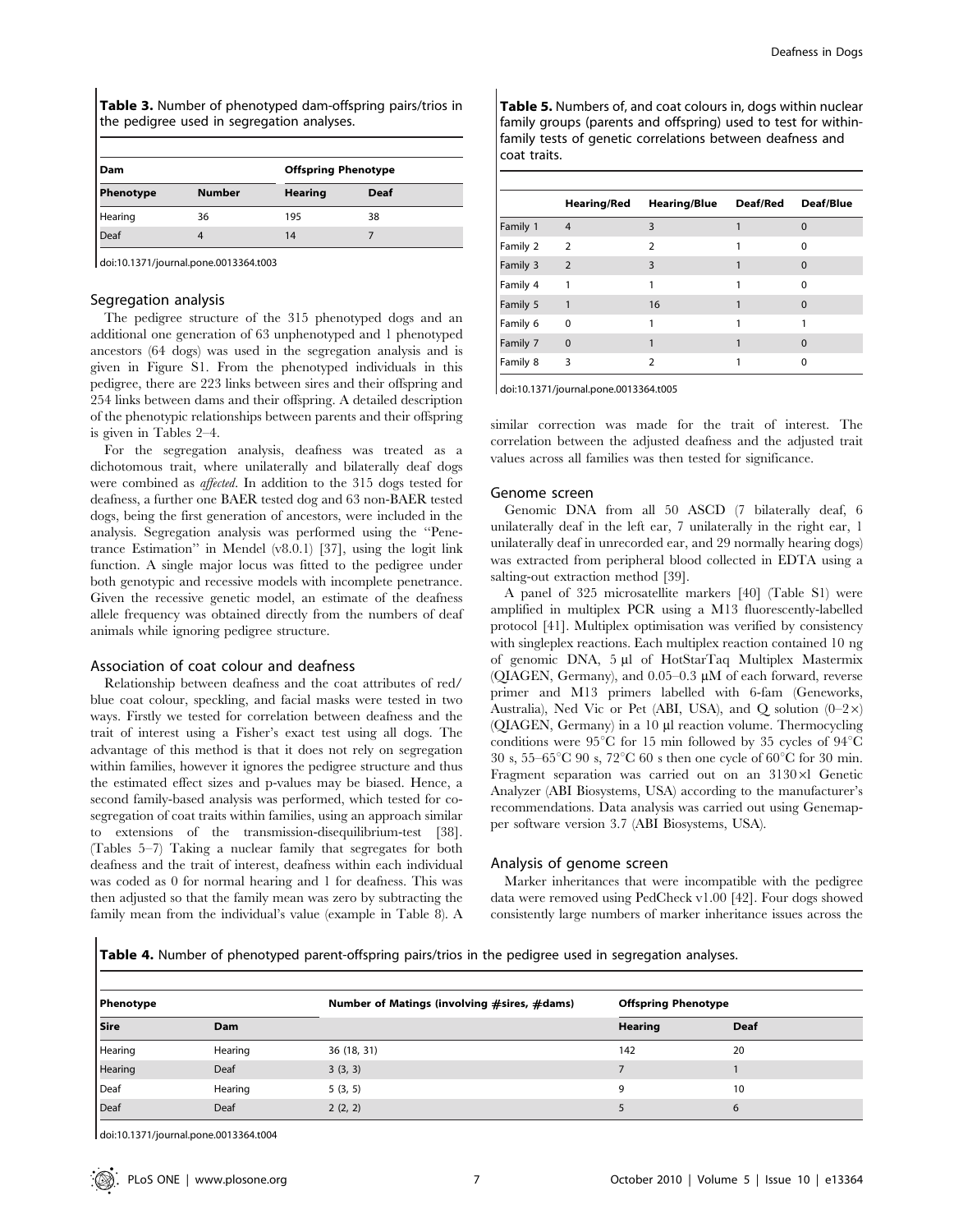**Table 3.** Number of phenotyped dam-offspring pairs/trios in the pedigree used in segregation analyses.

| Dam | | Offspring Phenotype | |
|---|---|---|---|
| Phenotype | Number | Hearing | Deaf |
| Hearing | 36 | 195 | 38 |
| Deaf | 4 | 14 | 7 |

doi:10.1371/journal.pone.0013364.t003

### Segregation analysis

The pedigree structure of the 315 phenotyped dogs and an additional one generation of 63 unphenotyped and 1 phenotyped ancestors (64 dogs) was used in the segregation analysis and is given in Figure S1. From the phenotyped individuals in this pedigree, there are 223 links between sires and their offspring and 254 links between dams and their offspring. A detailed description of the phenotypic relationships between parents and their offspring is given in Tables 2–4.

For the segregation analysis, deafness was treated as a dichotomous trait, where unilaterally and bilaterally deaf dogs were combined as *affected*. In addition to the 315 dogs tested for deafness, a further one BAER tested dog and 63 non-BAER tested dogs, being the first generation of ancestors, were included in the analysis. Segregation analysis was performed using the "Penetrance Estimation" in Mendel (v8.0.1) [37], using the logit link function. A single major locus was fitted to the pedigree under both genotypic and recessive models with incomplete penetrance. Given the recessive genetic model, an estimate of the deafness allele frequency was obtained directly from the numbers of deaf animals while ignoring pedigree structure.

### Association of coat colour and deafness

Relationship between deafness and the coat attributes of red/blue coat colour, speckling, and facial masks were tested in two ways. Firstly we tested for correlation between deafness and the trait of interest using a Fisher's exact test using all dogs. The advantage of this method is that it does not rely on segregation within families, however it ignores the pedigree structure and thus the estimated effect sizes and p-values may be biased. Hence, a second family-based analysis was performed, which tested for co-segregation of coat traits within families, using an approach similar to extensions of the transmission-disequilibrium-test [38]. (Tables 5–7) Taking a nuclear family that segregates for both deafness and the trait of interest, deafness within each individual was coded as 0 for normal hearing and 1 for deafness. This was then adjusted so that the family mean was zero by subtracting the family mean from the individual's value (example in Table 8). A similar correction was made for the trait of interest. The correlation between the adjusted deafness and the adjusted trait values across all families was then tested for significance.

**Table 5.** Numbers of, and coat colours in, dogs within nuclear family groups (parents and offspring) used to test for within-family tests of genetic correlations between deafness and coat traits.

| | Hearing/Red | Hearing/Blue | Deaf/Red | Deaf/Blue |
|---|---|---|---|---|
| Family 1 | 4 | 3 | 1 | 0 |
| Family 2 | 2 | 2 | 1 | 0 |
| Family 3 | 2 | 3 | 1 | 0 |
| Family 4 | 1 | 1 | 1 | 0 |
| Family 5 | 1 | 16 | 1 | 0 |
| Family 6 | 0 | 1 | 1 | 1 |
| Family 7 | 0 | 1 | 1 | 0 |
| Family 8 | 3 | 2 | 1 | 0 |

doi:10.1371/journal.pone.0013364.t005

### Genome screen

Genomic DNA from all 50 ASCD (7 bilaterally deaf, 6 unilaterally deaf in the left ear, 7 unilaterally in the right ear, 1 unilaterally deaf in unrecorded ear, and 29 normally hearing dogs) was extracted from peripheral blood collected in EDTA using a salting-out extraction method [39].

A panel of 325 microsatellite markers [40] (Table S1) were amplified in multiplex PCR using a M13 fluorescently-labelled protocol [41]. Multiplex optimisation was verified by consistency with singleplex reactions. Each multiplex reaction contained 10 ng of genomic DNA, 5 µl of HotStarTaq Multiplex Mastermix (QIAGEN, Germany), and 0.05–0.3 µM of each forward, reverse primer and M13 primers labelled with 6-fam (Geneworks, Australia), Ned Vic or Pet (ABI, USA), and Q solution (0–2×) (QIAGEN, Germany) in a 10 µl reaction volume. Thermocycling conditions were 95°C for 15 min followed by 35 cycles of 94°C 30 s, 55–65°C 90 s, 72°C 60 s then one cycle of 60°C for 30 min. Fragment separation was carried out on an 3130×l Genetic Analyzer (ABI Biosystems, USA) according to the manufacturer's recommendations. Data analysis was carried out using Genemapper software version 3.7 (ABI Biosystems, USA).

### Analysis of genome screen

Marker inheritances that were incompatible with the pedigree data were removed using PedCheck v1.00 [42]. Four dogs showed consistently large numbers of marker inheritance issues across the

**Table 4.** Number of phenotyped parent-offspring pairs/trios in the pedigree used in segregation analyses.

| Phenotype | | Number of Matings (involving #sires, #dams) | Offspring Phenotype | |
|---|---|---|---|---|
| Sire | Dam | | Hearing | Deaf |
| Hearing | Hearing | 36 (18, 31) | 142 | 20 |
| Hearing | Deaf | 3 (3, 3) | 7 | 1 |
| Deaf | Hearing | 5 (3, 5) | 9 | 10 |
| Deaf | Deaf | 2 (2, 2) | 5 | 6 |

doi:10.1371/journal.pone.0013364.t004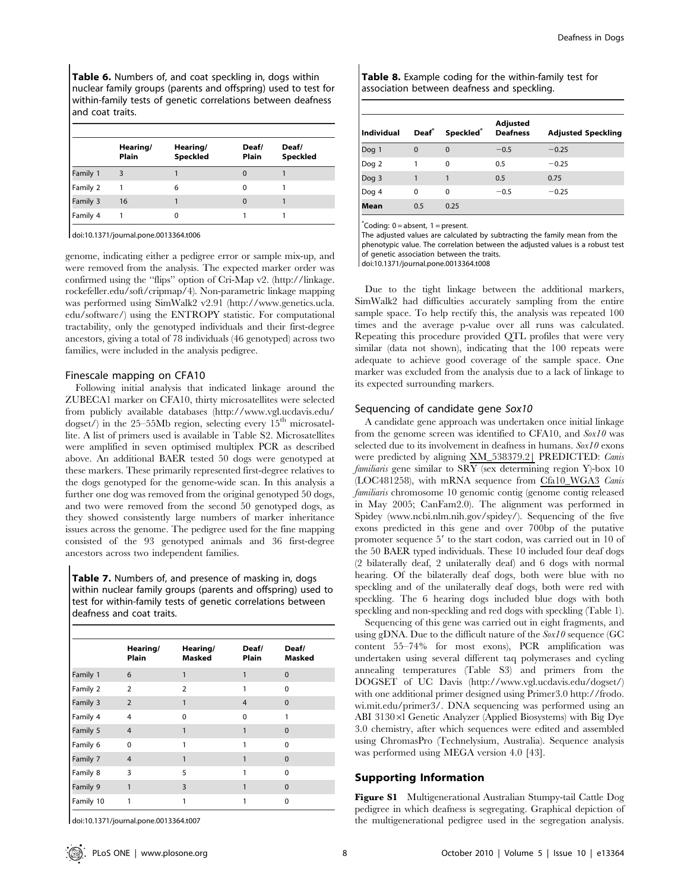**Table 6.** Numbers of, and coat speckling in, dogs within nuclear family groups (parents and offspring) used to test for within-family tests of genetic correlations between deafness and coat traits.

| | Hearing/ Plain | Hearing/ Speckled | Deaf/ Plain | Deaf/ Speckled |
|---|---|---|---|---|
| Family 1 | 3 | 1 | 0 | 1 |
| Family 2 | 1 | 6 | 0 | 1 |
| Family 3 | 16 | 1 | 0 | 1 |
| Family 4 | 1 | 0 | 1 | 1 |

doi:10.1371/journal.pone.0013364.t006

genome, indicating either a pedigree error or sample mix-up, and were removed from the analysis. The expected marker order was confirmed using the "flips" option of Cri-Map v2. (http://linkage.rockefeller.edu/soft/cripmap/4). Non-parametric linkage mapping was performed using SimWalk2 v2.91 (http://www.genetics.ucla.edu/software/) using the ENTROPY statistic. For computational tractability, only the genotyped individuals and their first-degree ancestors, giving a total of 78 individuals (46 genotyped) across two families, were included in the analysis pedigree.

### Finescale mapping on CFA10

Following initial analysis that indicated linkage around the ZUBECA1 marker on CFA10, thirty microsatellites were selected from publicly available databases (http://www.vgl.ucdavis.edu/dogset/) in the 25–55Mb region, selecting every 15th microsatellite. A list of primers used is available in Table S2. Microsatellites were amplified in seven optimised multiplex PCR as described above. An additional BAER tested 50 dogs were genotyped at these markers. These primarily represented first-degree relatives to the dogs genotyped for the genome-wide scan. In this analysis a further one dog was removed from the original genotyped 50 dogs, and two were removed from the second 50 genotyped dogs, as they showed consistently large numbers of marker inheritance issues across the genome. The pedigree used for the fine mapping consisted of the 93 genotyped animals and 36 first-degree ancestors across two independent families.

**Table 7.** Numbers of, and presence of masking in, dogs within nuclear family groups (parents and offspring) used to test for within-family tests of genetic correlations between deafness and coat traits.

| | Hearing/ Plain | Hearing/ Masked | Deaf/ Plain | Deaf/ Masked |
|---|---|---|---|---|
| Family 1 | 6 | 1 | 1 | 0 |
| Family 2 | 2 | 2 | 1 | 0 |
| Family 3 | 2 | 1 | 4 | 0 |
| Family 4 | 4 | 0 | 0 | 1 |
| Family 5 | 4 | 1 | 1 | 0 |
| Family 6 | 0 | 1 | 1 | 0 |
| Family 7 | 4 | 1 | 1 | 0 |
| Family 8 | 3 | 5 | 1 | 0 |
| Family 9 | 1 | 3 | 1 | 0 |
| Family 10 | 1 | 1 | 1 | 0 |

doi:10.1371/journal.pone.0013364.t007

**Table 8.** Example coding for the within-family test for association between deafness and speckling.

| Individual | Deaf* | Speckled* | Adjusted Deafness | Adjusted Speckling |
|---|---|---|---|---|
| Dog 1 | 0 | 0 | −0.5 | −0.25 |
| Dog 2 | 1 | 0 | 0.5 | −0.25 |
| Dog 3 | 1 | 1 | 0.5 | 0.75 |
| Dog 4 | 0 | 0 | −0.5 | −0.25 |
| **Mean** | 0.5 | 0.25 | | |

*Coding: 0 = absent, 1 = present.
The adjusted values are calculated by subtracting the family mean from the phenotypic value. The correlation between the adjusted values is a robust test of genetic association between the traits.
doi:10.1371/journal.pone.0013364.t008

Due to the tight linkage between the additional markers, SimWalk2 had difficulties accurately sampling from the entire sample space. To help rectify this, the analysis was repeated 100 times and the average p-value over all runs was calculated. Repeating this procedure provided QTL profiles that were very similar (data not shown), indicating that the 100 repeats were adequate to achieve good coverage of the sample space. One marker was excluded from the analysis due to a lack of linkage to its expected surrounding markers.

### Sequencing of candidate gene *Sox10*

A candidate gene approach was undertaken once initial linkage from the genome screen was identified to CFA10, and *Sox10* was selected due to its involvement in deafness in humans. *Sox10* exons were predicted by aligning XM_538379.2| PREDICTED: *Canis familiaris* gene similar to SRY (sex determining region Y)-box 10 (LOC481258), with mRNA sequence from Cfa10_WGA3 *Canis familiaris* chromosome 10 genomic contig (genome contig released in May 2005; CanFam2.0). The alignment was performed in Spidey (www.ncbi.nlm.nih.gov/spidey/). Sequencing of the five exons predicted in this gene and over 700bp of the putative promoter sequence 5′ to the start codon, was carried out in 10 of the 50 BAER typed individuals. These 10 included four deaf dogs (2 bilaterally deaf, 2 unilaterally deaf) and 6 dogs with normal hearing. Of the bilaterally deaf dogs, both were blue with no speckling and of the unilaterally deaf dogs, both were red with speckling. The 6 hearing dogs included blue dogs with both speckling and non-speckling and red dogs with speckling (Table 1).

Sequencing of this gene was carried out in eight fragments, and using gDNA. Due to the difficult nature of the *Sox10* sequence (GC content 55–74% for most exons), PCR amplification was undertaken using several different taq polymerases and cycling annealing temperatures (Table S3) and primers from the DOGSET of UC Davis (http://www.vgl.ucdavis.edu/dogset/) with one additional primer designed using Primer3.0 http://frodo.wi.mit.edu/primer3/. DNA sequencing was performed using an ABI 3130×l Genetic Analyzer (Applied Biosystems) with Big Dye 3.0 chemistry, after which sequences were edited and assembled using ChromasPro (Technelysium, Australia). Sequence analysis was performed using MEGA version 4.0 [43].

## Supporting Information

**Figure S1** Multigenerational Australian Stumpy-tail Cattle Dog pedigree in which deafness is segregating. Graphical depiction of the multigenerational pedigree used in the segregation analysis.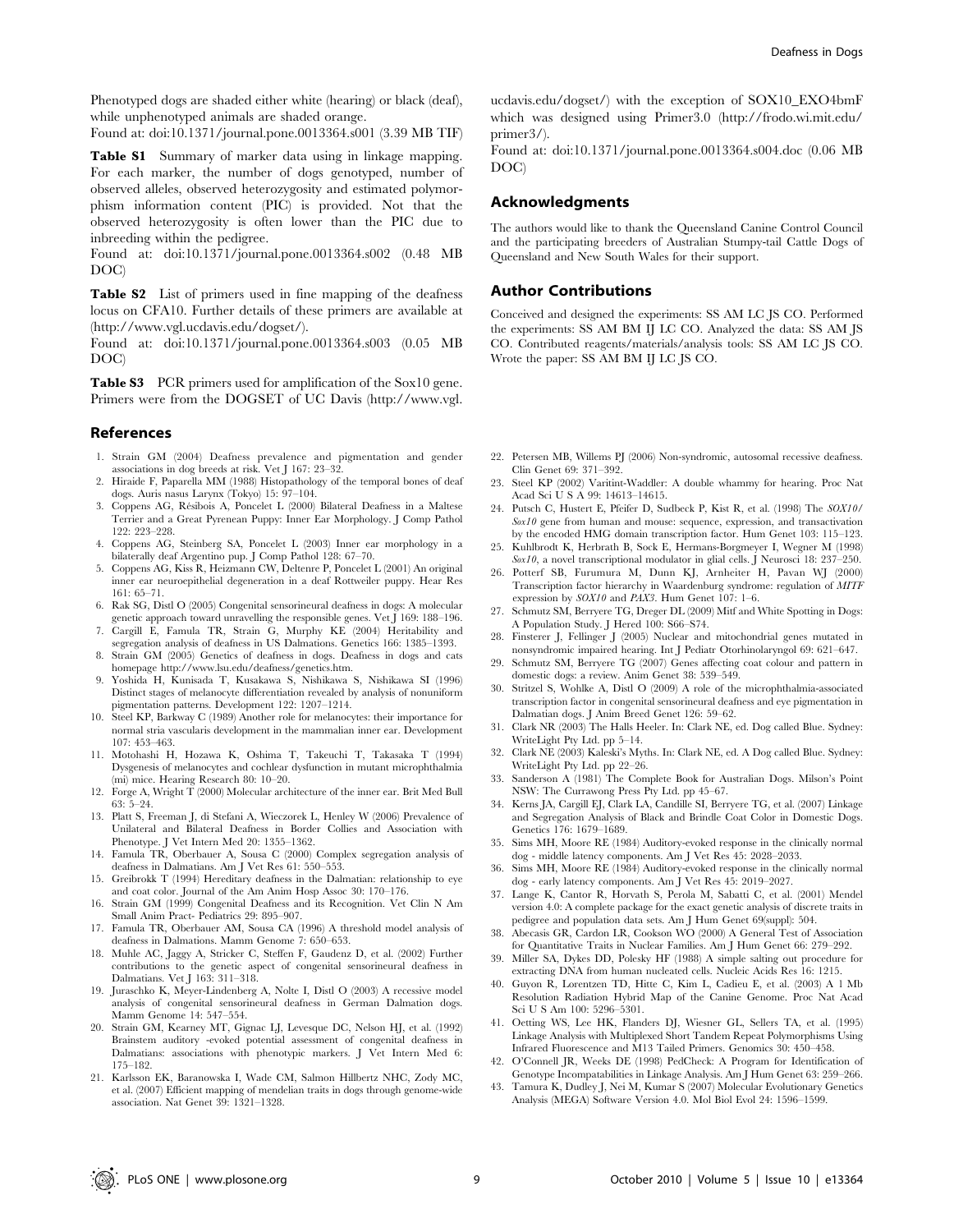Phenotyped dogs are shaded either white (hearing) or black (deaf), while unphenotyped animals are shaded orange.
Found at: doi:10.1371/journal.pone.0013364.s001 (3.39 MB TIF)

**Table S1** Summary of marker data using in linkage mapping. For each marker, the number of dogs genotyped, number of observed alleles, observed heterozygosity and estimated polymorphism information content (PIC) is provided. Not that the observed heterozygosity is often lower than the PIC due to inbreeding within the pedigree.
Found at: doi:10.1371/journal.pone.0013364.s002 (0.48 MB DOC)

**Table S2** List of primers used in fine mapping of the deafness locus on CFA10. Further details of these primers are available at (http://www.vgl.ucdavis.edu/dogset/).
Found at: doi:10.1371/journal.pone.0013364.s003 (0.05 MB DOC)

**Table S3** PCR primers used for amplification of the Sox10 gene. Primers were from the DOGSET of UC Davis (http://www.vgl.ucdavis.edu/dogset/) with the exception of SOX10_EXO4bmF which was designed using Primer3.0 (http://frodo.wi.mit.edu/primer3/).
Found at: doi:10.1371/journal.pone.0013364.s004.doc (0.06 MB DOC)

## Acknowledgments

The authors would like to thank the Queensland Canine Control Council and the participating breeders of Australian Stumpy-tail Cattle Dogs of Queensland and New South Wales for their support.

## Author Contributions

Conceived and designed the experiments: SS AM LC JS CO. Performed the experiments: SS AM BM IJ LC CO. Analyzed the data: SS AM JS CO. Contributed reagents/materials/analysis tools: SS AM LC JS CO. Wrote the paper: SS AM BM IJ LC JS CO.

## References

1. Strain GM (2004) Deafness prevalence and pigmentation and gender associations in dog breeds at risk. Vet J 167: 23–32.
2. Hiraide F, Paparella MM (1988) Histopathology of the temporal bones of deaf dogs. Auris nasus Larynx (Tokyo) 15: 97–104.
3. Coppens AG, Résibois A, Poncelet L (2000) Bilateral Deafness in a Maltese Terrier and a Great Pyrenean Puppy: Inner Ear Morphology. J Comp Pathol 122: 223–228.
4. Coppens AG, Steinberg SA, Poncelet L (2003) Inner ear morphology in a bilaterally deaf Argentino pup. J Comp Pathol 128: 67–70.
5. Coppens AG, Kiss R, Heizmann CW, Deltenre P, Poncelet L (2001) An original inner ear neuroepithelial degeneration in a deaf Rottweiler puppy. Hear Res 161: 65–71.
6. Rak SG, Distl O (2005) Congenital sensorineural deafness in dogs: A molecular genetic approach toward unravelling the responsible genes. Vet J 169: 188–196.
7. Cargill E, Famula TR, Strain G, Murphy KE (2004) Heritability and segregation analysis of deafness in US Dalmations. Genetics 166: 1385–1393.
8. Strain GM (2005) Genetics of deafness in dogs. Deafness in dogs and cats homepage http://www.lsu.edu/deafness/genetics.htm.
9. Yoshida H, Kunisada T, Kusakawa S, Nishikawa S, Nishikawa SI (1996) Distinct stages of melanocyte differentiation revealed by analysis of nonuniform pigmentation patterns. Development 122: 1207–1214.
10. Steel KP, Barkway C (1989) Another role for melanocytes: their importance for normal stria vascularis development in the mammalian inner ear. Development 107: 453–463.
11. Motohashi H, Hozawa K, Oshima T, Takeuchi T, Takasaka T (1994) Dysgenesis of melanocytes and cochlear dysfunction in mutant microphthalmia (mi) mice. Hearing Research 80: 10–20.
12. Forge A, Wright T (2000) Molecular architecture of the inner ear. Brit Med Bull 63: 5–24.
13. Platt S, Freeman J, di Stefani A, Wieczorek L, Henley W (2006) Prevalence of Unilateral and Bilateral Deafness in Border Collies and Association with Phenotype. J Vet Intern Med 20: 1355–1362.
14. Famula TR, Oberbauer A, Sousa C (2000) Complex segregation analysis of deafness in Dalmatians. Am J Vet Res 61: 550–553.
15. Greibrokk T (1994) Hereditary deafness in the Dalmatian: relationship to eye and coat color. Journal of the Am Anim Hosp Assoc 30: 170–176.
16. Strain GM (1999) Congenital Deafness and its Recognition. Vet Clin N Am Small Anim Pract- Pediatrics 29: 895–907.
17. Famula TR, Oberbauer AM, Sousa CA (1996) A threshold model analysis of deafness in Dalmations. Mamm Genome 7: 650–653.
18. Muhle AC, Jaggy A, Stricker C, Steffen F, Gaudenz D, et al. (2002) Further contributions to the genetic aspect of congenital sensorineural deafness in Dalmatians. Vet J 163: 311–318.
19. Juraschko K, Meyer-Lindenberg A, Nolte I, Distl O (2003) A recessive model analysis of congenital sensorineural deafness in German Dalmation dogs. Mamm Genome 14: 547–554.
20. Strain GM, Kearney MT, Gignac IJ, Levesque DC, Nelson HJ, et al. (1992) Brainstem auditory -evoked potential assessment of congenital deafness in Dalmatians: associations with phenotypic markers. J Vet Intern Med 6: 175–182.
21. Karlsson EK, Baranowska I, Wade CM, Salmon Hillbertz NHC, Zody MC, et al. (2007) Efficient mapping of mendelian traits in dogs through genome-wide association. Nat Genet 39: 1321–1328.
22. Petersen MB, Willems PJ (2006) Non-syndromic, autosomal recessive deafness. Clin Genet 69: 371–392.
23. Steel KP (2002) Varitint-Waddler: A double whammy for hearing. Proc Nat Acad Sci U S A 99: 14613–14615.
24. Putsch C, Hustert E, Pfeifer D, Sudbeck P, Kist R, et al. (1998) The *SOX10/Sox10* gene from human and mouse: sequence, expression, and transactivation by the encoded HMG domain transcription factor. Hum Genet 103: 115–123.
25. Kuhlbrodt K, Herbrath B, Sock E, Hermans-Borgmeyer I, Wegner M (1998) *Sox10*, a novel transcriptional modulator in glial cells. J Neurosci 18: 237–250.
26. Potterf SB, Furumura M, Dunn KJ, Arnheiter H, Pavan WJ (2000) Transcription factor hierarchy in Waardenburg syndrome: regulation of *MITF* expression by *SOX10* and *PAX3*. Hum Genet 107: 1–6.
27. Schmutz SM, Berryere TG, Dreger DL (2009) Mitf and White Spotting in Dogs: A Population Study. J Hered 100: S66–S74.
28. Finsterer J, Fellinger J (2005) Nuclear and mitochondrial genes mutated in nonsyndromic impaired hearing. Int J Pediatr Otorhinolaryngol 69: 621–647.
29. Schmutz SM, Berryere TG (2007) Genes affecting coat colour and pattern in domestic dogs: a review. Anim Genet 38: 539–549.
30. Stritzel S, Wohlke A, Distl O (2009) A role of the microphthalmia-associated transcription factor in congenital sensorineural deafness and eye pigmentation in Dalmatian dogs. J Anim Breed Genet 126: 59–62.
31. Clark NR (2003) The Halls Heeler. In: Clark NE, ed. Dog called Blue. Sydney: WriteLight Pty Ltd. pp 5–14.
32. Clark NE (2003) Kaleski's Myths. In: Clark NE, ed. A Dog called Blue. Sydney: WriteLight Pty Ltd. pp 22–26.
33. Sanderson A (1981) The Complete Book for Australian Dogs. Milson's Point NSW: The Currawong Press Pty Ltd. pp 45–67.
34. Kerns JA, Cargill EJ, Clark LA, Candille SI, Berryere TG, et al. (2007) Linkage and Segregation Analysis of Black and Brindle Coat Color in Domestic Dogs. Genetics 176: 1679–1689.
35. Sims MH, Moore RE (1984) Auditory-evoked response in the clinically normal dog - middle latency components. Am J Vet Res 45: 2028–2033.
36. Sims MH, Moore RE (1984) Auditory-evoked response in the clinically normal dog - early latency components. Am J Vet Res 45: 2019–2027.
37. Lange K, Cantor R, Horvath S, Perola M, Sabatti C, et al. (2001) Mendel version 4.0: A complete package for the exact genetic analysis of discrete traits in pedigree and population data sets. Am J Hum Genet 69(suppl): 504.
38. Abecasis GR, Cardon LR, Cookson WO (2000) A General Test of Association for Quantitative Traits in Nuclear Families. Am J Hum Genet 66: 279–292.
39. Miller SA, Dykes DD, Polesky HF (1988) A simple salting out procedure for extracting DNA from human nucleated cells. Nucleic Acids Res 16: 1215.
40. Guyon R, Lorentzen TD, Hitte C, Kim L, Cadieu E, et al. (2003) A 1 Mb Resolution Radiation Hybrid Map of the Canine Genome. Proc Nat Acad Sci U S Am 100: 5296–5301.
41. Oetting WS, Lee HK, Flanders DJ, Wiesner GL, Sellers TA, et al. (1995) Linkage Analysis with Multiplexed Short Tandem Repeat Polymorphisms Using Infrared Fluorescence and M13 Tailed Primers. Genomics 30: 450–458.
42. O'Connell JR, Weeks DE (1998) PedCheck: A Program for Identification of Genotype Incompatibilities in Linkage Analysis. Am J Hum Genet 63: 259–266.
43. Tamura K, Dudley J, Nei M, Kumar S (2007) Molecular Evolutionary Genetics Analysis (MEGA) Software Version 4.0. Mol Biol Evol 24: 1596–1599.